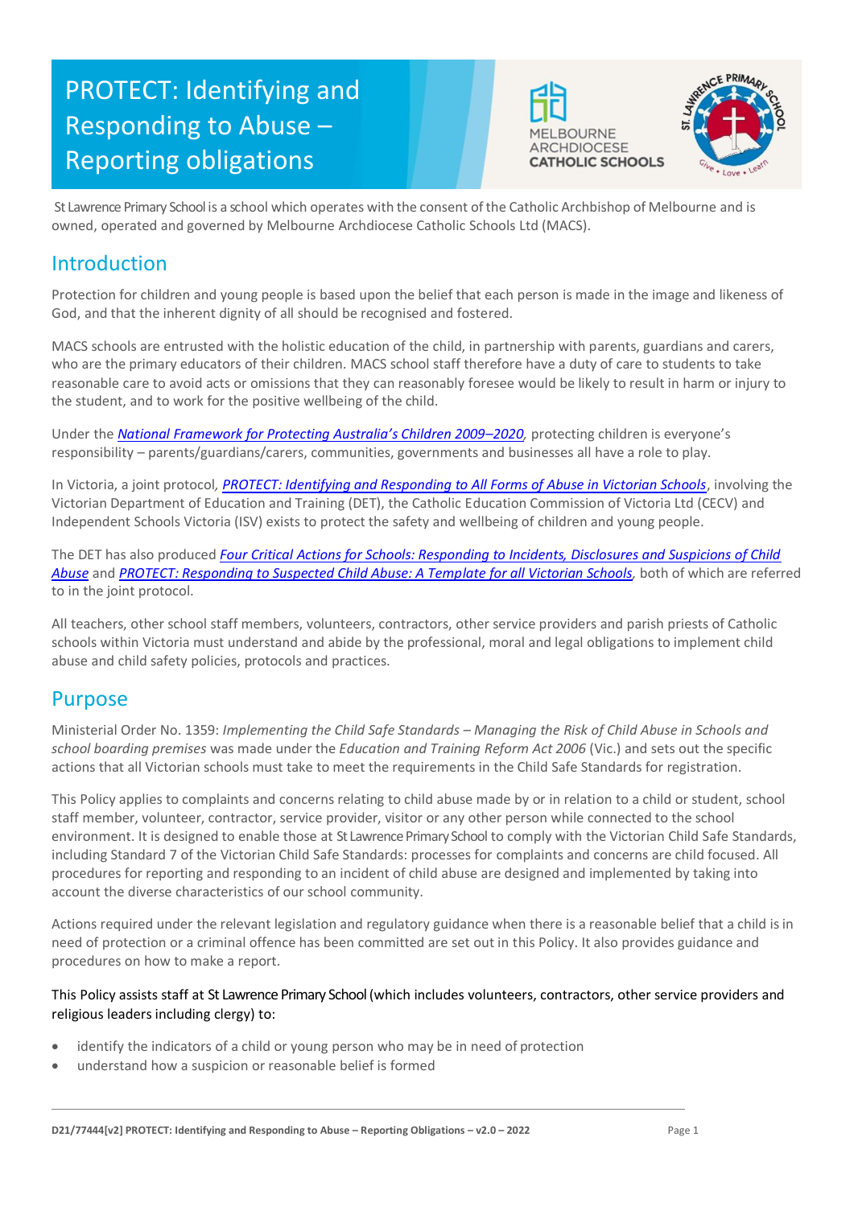# PROTECT: Identifying and Responding to Abuse – Reporting obligations

St Lawrence Primary School is a school which operates with the consent of the Catholic Archbishop of Melbourne and is owned, operated and governed by Melbourne Archdiocese Catholic Schools Ltd (MACS).

## Introduction

Protection for children and young people is based upon the belief that each person is made in the image and likeness of God, and that the inherent dignity of all should be recognised and fostered.

MACS schools are entrusted with the holistic education of the child, in partnership with parents, guardians and carers, who are the primary educators of their children. MACS school staff therefore have a duty of care to students to take reasonable care to avoid acts or omissions that they can reasonably foresee would be likely to result in harm or injury to the student, and to work for the positive wellbeing of the child.

Under the *National Framework for Protecting Australia's Children 2009–2020*, protecting children is everyone's responsibility – parents/guardians/carers, communities, governments and businesses all have a role to play.

In Victoria, a joint protocol, *PROTECT: Identifying and Responding to All Forms of Abuse in Victorian Schools*, involving the Victorian Department of Education and Training (DET), the Catholic Education Commission of Victoria Ltd (CECV) and Independent Schools Victoria (ISV) exists to protect the safety and wellbeing of children and young people.

The DET has also produced *Four Critical Actions for Schools: Responding to Incidents, Disclosures and Suspicions of Child Abuse* and *PROTECT: Responding to Suspected Child Abuse: A Template for all Victorian Schools*, both of which are referred to in the joint protocol.

All teachers, other school staff members, volunteers, contractors, other service providers and parish priests of Catholic schools within Victoria must understand and abide by the professional, moral and legal obligations to implement child abuse and child safety policies, protocols and practices.

## Purpose

Ministerial Order No. 1359: *Implementing the Child Safe Standards – Managing the Risk of Child Abuse in Schools and school boarding premises* was made under the *Education and Training Reform Act 2006* (Vic.) and sets out the specific actions that all Victorian schools must take to meet the requirements in the Child Safe Standards for registration.

This Policy applies to complaints and concerns relating to child abuse made by or in relation to a child or student, school staff member, volunteer, contractor, service provider, visitor or any other person while connected to the school environment. It is designed to enable those at St Lawrence Primary School to comply with the Victorian Child Safe Standards, including Standard 7 of the Victorian Child Safe Standards: processes for complaints and concerns are child focused. All procedures for reporting and responding to an incident of child abuse are designed and implemented by taking into account the diverse characteristics of our school community.

Actions required under the relevant legislation and regulatory guidance when there is a reasonable belief that a child is in need of protection or a criminal offence has been committed are set out in this Policy. It also provides guidance and procedures on how to make a report.

This Policy assists staff at St Lawrence Primary School (which includes volunteers, contractors, other service providers and religious leaders including clergy) to:

- identify the indicators of a child or young person who may be in need of protection
- understand how a suspicion or reasonable belief is formed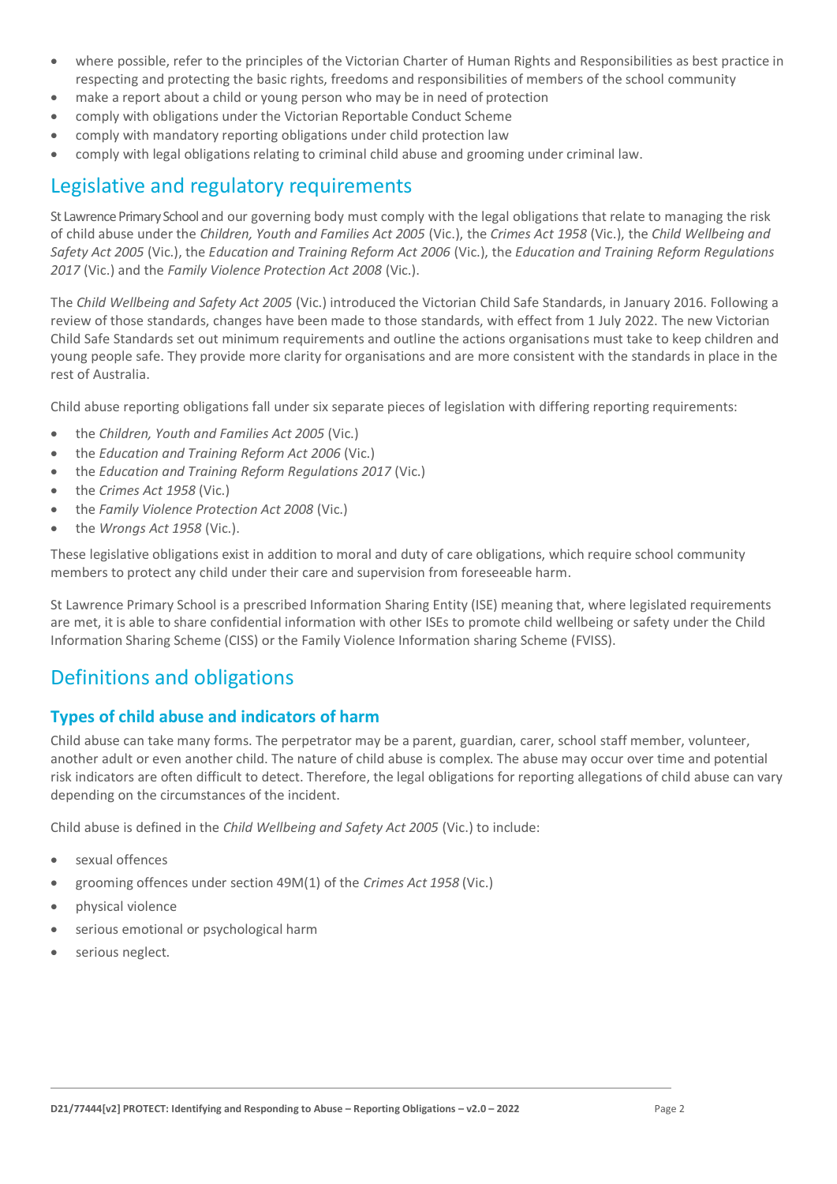- where possible, refer to the principles of the Victorian Charter of Human Rights and Responsibilities as best practice in respecting and protecting the basic rights, freedoms and responsibilities of members of the school community
- make a report about a child or young person who may be in need of protection
- comply with obligations under the Victorian Reportable Conduct Scheme
- comply with mandatory reporting obligations under child protection law
- comply with legal obligations relating to criminal child abuse and grooming under criminal law.

## Legislative and regulatory requirements

St Lawrence Primary School and our governing body must comply with the legal obligations that relate to managing the risk of child abuse under the *Children, Youth and Families Act 2005* (Vic.), the *Crimes Act 1958* (Vic.), the *Child Wellbeing and Safety Act 2005* (Vic.), the *Education and Training Reform Act 2006* (Vic.), the *Education and Training Reform Regulations 2017* (Vic.) and the *Family Violence Protection Act 2008* (Vic.).

The *Child Wellbeing and Safety Act 2005* (Vic.) introduced the Victorian Child Safe Standards, in January 2016. Following a review of those standards, changes have been made to those standards, with effect from 1 July 2022. The new Victorian Child Safe Standards set out minimum requirements and outline the actions organisations must take to keep children and young people safe. They provide more clarity for organisations and are more consistent with the standards in place in the rest of Australia.

Child abuse reporting obligations fall under six separate pieces of legislation with differing reporting requirements:

- the *Children, Youth and Families Act 2005* (Vic.)
- the *Education and Training Reform Act 2006* (Vic.)
- the *Education and Training Reform Regulations 2017* (Vic.)
- the *Crimes Act 1958* (Vic.)
- the *Family Violence Protection Act 2008* (Vic.)
- the *Wrongs Act 1958* (Vic.).

These legislative obligations exist in addition to moral and duty of care obligations, which require school community members to protect any child under their care and supervision from foreseeable harm.

St Lawrence Primary School is a prescribed Information Sharing Entity (ISE) meaning that, where legislated requirements are met, it is able to share confidential information with other ISEs to promote child wellbeing or safety under the Child Information Sharing Scheme (CISS) or the Family Violence Information sharing Scheme (FVISS).

## Definitions and obligations

### Types of child abuse and indicators of harm

Child abuse can take many forms. The perpetrator may be a parent, guardian, carer, school staff member, volunteer, another adult or even another child. The nature of child abuse is complex. The abuse may occur over time and potential risk indicators are often difficult to detect. Therefore, the legal obligations for reporting allegations of child abuse can vary depending on the circumstances of the incident.

Child abuse is defined in the *Child Wellbeing and Safety Act 2005* (Vic.) to include:

- sexual offences
- grooming offences under section 49M(1) of the *Crimes Act 1958* (Vic.)
- physical violence
- serious emotional or psychological harm
- serious neglect.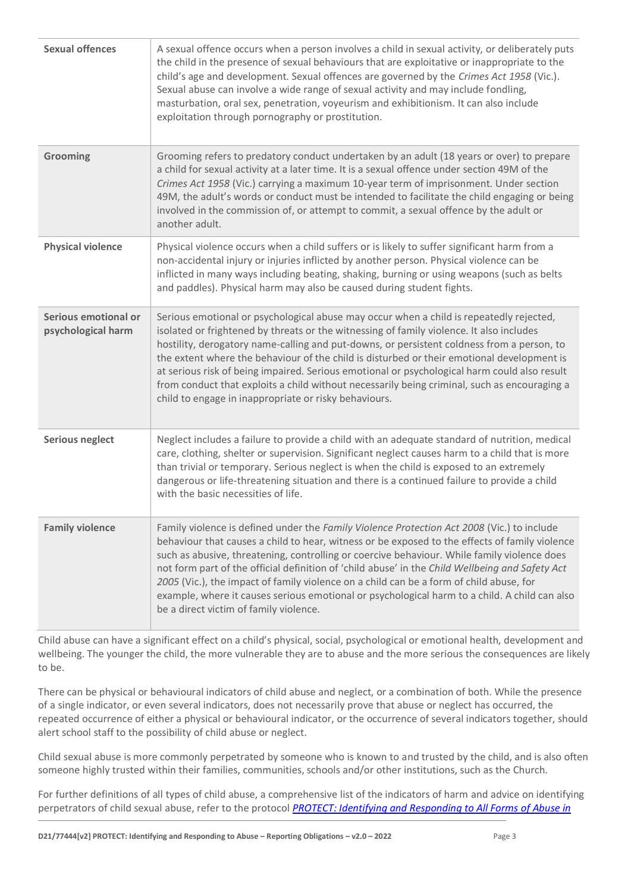| | |
|---|---|
| **Sexual offences** | A sexual offence occurs when a person involves a child in sexual activity, or deliberately puts the child in the presence of sexual behaviours that are exploitative or inappropriate to the child's age and development. Sexual offences are governed by the *Crimes Act 1958* (Vic.). Sexual abuse can involve a wide range of sexual activity and may include fondling, masturbation, oral sex, penetration, voyeurism and exhibitionism. It can also include exploitation through pornography or prostitution. |
| **Grooming** | Grooming refers to predatory conduct undertaken by an adult (18 years or over) to prepare a child for sexual activity at a later time. It is a sexual offence under section 49M of the *Crimes Act 1958* (Vic.) carrying a maximum 10-year term of imprisonment. Under section 49M, the adult's words or conduct must be intended to facilitate the child engaging or being involved in the commission of, or attempt to commit, a sexual offence by the adult or another adult. |
| **Physical violence** | Physical violence occurs when a child suffers or is likely to suffer significant harm from a non-accidental injury or injuries inflicted by another person. Physical violence can be inflicted in many ways including beating, shaking, burning or using weapons (such as belts and paddles). Physical harm may also be caused during student fights. |
| **Serious emotional or psychological harm** | Serious emotional or psychological abuse may occur when a child is repeatedly rejected, isolated or frightened by threats or the witnessing of family violence. It also includes hostility, derogatory name-calling and put-downs, or persistent coldness from a person, to the extent where the behaviour of the child is disturbed or their emotional development is at serious risk of being impaired. Serious emotional or psychological harm could also result from conduct that exploits a child without necessarily being criminal, such as encouraging a child to engage in inappropriate or risky behaviours. |
| **Serious neglect** | Neglect includes a failure to provide a child with an adequate standard of nutrition, medical care, clothing, shelter or supervision. Significant neglect causes harm to a child that is more than trivial or temporary. Serious neglect is when the child is exposed to an extremely dangerous or life-threatening situation and there is a continued failure to provide a child with the basic necessities of life. |
| **Family violence** | Family violence is defined under the *Family Violence Protection Act 2008* (Vic.) to include behaviour that causes a child to hear, witness or be exposed to the effects of family violence such as abusive, threatening, controlling or coercive behaviour. While family violence does not form part of the official definition of 'child abuse' in the *Child Wellbeing and Safety Act 2005* (Vic.), the impact of family violence on a child can be a form of child abuse, for example, where it causes serious emotional or psychological harm to a child. A child can also be a direct victim of family violence. |

Child abuse can have a significant effect on a child's physical, social, psychological or emotional health, development and wellbeing. The younger the child, the more vulnerable they are to abuse and the more serious the consequences are likely to be.

There can be physical or behavioural indicators of child abuse and neglect, or a combination of both. While the presence of a single indicator, or even several indicators, does not necessarily prove that abuse or neglect has occurred, the repeated occurrence of either a physical or behavioural indicator, or the occurrence of several indicators together, should alert school staff to the possibility of child abuse or neglect.

Child sexual abuse is more commonly perpetrated by someone who is known to and trusted by the child, and is also often someone highly trusted within their families, communities, schools and/or other institutions, such as the Church.

For further definitions of all types of child abuse, a comprehensive list of the indicators of harm and advice on identifying perpetrators of child sexual abuse, refer to the protocol *PROTECT: Identifying and Responding to All Forms of Abuse in*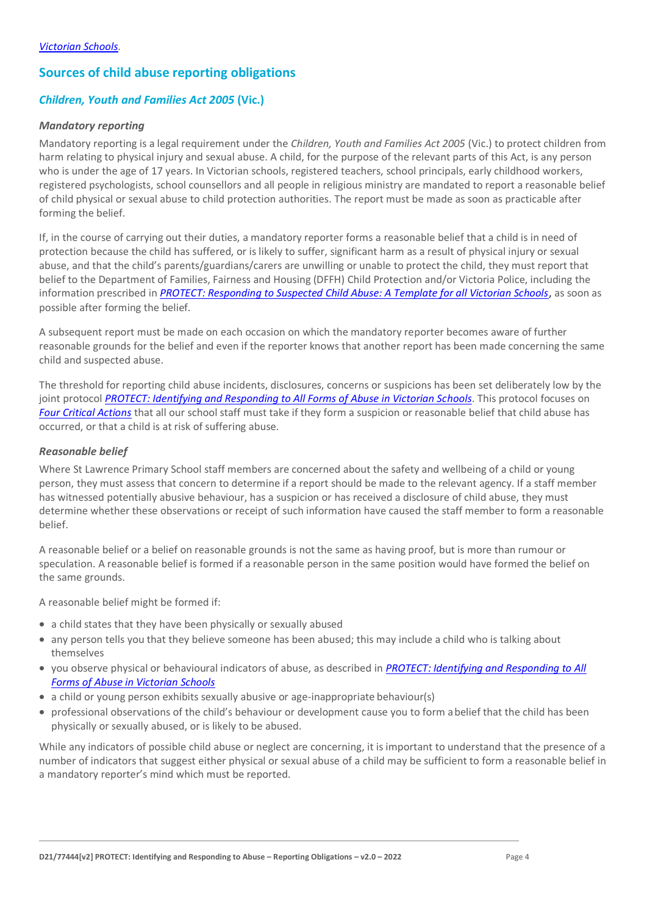*Victorian Schools*.

## Sources of child abuse reporting obligations

### *Children, Youth and Families Act 2005* (Vic.)

#### *Mandatory reporting*

Mandatory reporting is a legal requirement under the *Children, Youth and Families Act 2005* (Vic.) to protect children from harm relating to physical injury and sexual abuse. A child, for the purpose of the relevant parts of this Act, is any person who is under the age of 17 years. In Victorian schools, registered teachers, school principals, early childhood workers, registered psychologists, school counsellors and all people in religious ministry are mandated to report a reasonable belief of child physical or sexual abuse to child protection authorities. The report must be made as soon as practicable after forming the belief.

If, in the course of carrying out their duties, a mandatory reporter forms a reasonable belief that a child is in need of protection because the child has suffered, or is likely to suffer, significant harm as a result of physical injury or sexual abuse, and that the child's parents/guardians/carers are unwilling or unable to protect the child, they must report that belief to the Department of Families, Fairness and Housing (DFFH) Child Protection and/or Victoria Police, including the information prescribed in *PROTECT: Responding to Suspected Child Abuse: A Template for all Victorian Schools*, as soon as possible after forming the belief.

A subsequent report must be made on each occasion on which the mandatory reporter becomes aware of further reasonable grounds for the belief and even if the reporter knows that another report has been made concerning the same child and suspected abuse.

The threshold for reporting child abuse incidents, disclosures, concerns or suspicions has been set deliberately low by the joint protocol *PROTECT: Identifying and Responding to All Forms of Abuse in Victorian Schools*. This protocol focuses on *Four Critical Actions* that all our school staff must take if they form a suspicion or reasonable belief that child abuse has occurred, or that a child is at risk of suffering abuse.

#### *Reasonable belief*

Where St Lawrence Primary School staff members are concerned about the safety and wellbeing of a child or young person, they must assess that concern to determine if a report should be made to the relevant agency. If a staff member has witnessed potentially abusive behaviour, has a suspicion or has received a disclosure of child abuse, they must determine whether these observations or receipt of such information have caused the staff member to form a reasonable belief.

A reasonable belief or a belief on reasonable grounds is not the same as having proof, but is more than rumour or speculation. A reasonable belief is formed if a reasonable person in the same position would have formed the belief on the same grounds.

A reasonable belief might be formed if:

- a child states that they have been physically or sexually abused
- any person tells you that they believe someone has been abused; this may include a child who is talking about themselves
- you observe physical or behavioural indicators of abuse, as described in *PROTECT: Identifying and Responding to All Forms of Abuse in Victorian Schools*
- a child or young person exhibits sexually abusive or age-inappropriate behaviour(s)
- professional observations of the child's behaviour or development cause you to form a belief that the child has been physically or sexually abused, or is likely to be abused.

While any indicators of possible child abuse or neglect are concerning, it is important to understand that the presence of a number of indicators that suggest either physical or sexual abuse of a child may be sufficient to form a reasonable belief in a mandatory reporter's mind which must be reported.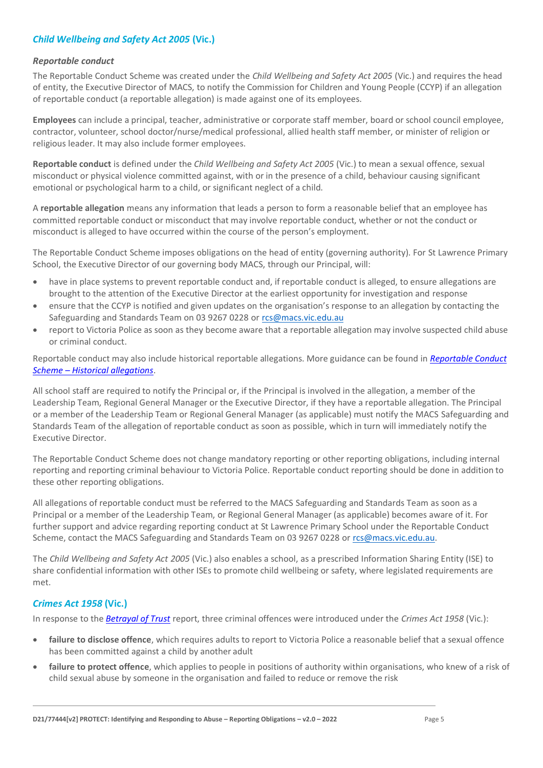## *Child Wellbeing and Safety Act 2005* (Vic.)

### *Reportable conduct*

The Reportable Conduct Scheme was created under the *Child Wellbeing and Safety Act 2005* (Vic.) and requires the head of entity, the Executive Director of MACS, to notify the Commission for Children and Young People (CCYP) if an allegation of reportable conduct (a reportable allegation) is made against one of its employees.

**Employees** can include a principal, teacher, administrative or corporate staff member, board or school council employee, contractor, volunteer, school doctor/nurse/medical professional, allied health staff member, or minister of religion or religious leader. It may also include former employees.

**Reportable conduct** is defined under the *Child Wellbeing and Safety Act 2005* (Vic.) to mean a sexual offence, sexual misconduct or physical violence committed against, with or in the presence of a child, behaviour causing significant emotional or psychological harm to a child, or significant neglect of a child.

A **reportable allegation** means any information that leads a person to form a reasonable belief that an employee has committed reportable conduct or misconduct that may involve reportable conduct, whether or not the conduct or misconduct is alleged to have occurred within the course of the person's employment.

The Reportable Conduct Scheme imposes obligations on the head of entity (governing authority). For St Lawrence Primary School, the Executive Director of our governing body MACS, through our Principal, will:

- have in place systems to prevent reportable conduct and, if reportable conduct is alleged, to ensure allegations are brought to the attention of the Executive Director at the earliest opportunity for investigation and response
- ensure that the CCYP is notified and given updates on the organisation's response to an allegation by contacting the Safeguarding and Standards Team on 03 9267 0228 or rcs@macs.vic.edu.au
- report to Victoria Police as soon as they become aware that a reportable allegation may involve suspected child abuse or criminal conduct.

Reportable conduct may also include historical reportable allegations. More guidance can be found in ***Reportable Conduct Scheme – Historical allegations***.

All school staff are required to notify the Principal or, if the Principal is involved in the allegation, a member of the Leadership Team, Regional General Manager or the Executive Director, if they have a reportable allegation. The Principal or a member of the Leadership Team or Regional General Manager (as applicable) must notify the MACS Safeguarding and Standards Team of the allegation of reportable conduct as soon as possible, which in turn will immediately notify the Executive Director.

The Reportable Conduct Scheme does not change mandatory reporting or other reporting obligations, including internal reporting and reporting criminal behaviour to Victoria Police. Reportable conduct reporting should be done in addition to these other reporting obligations.

All allegations of reportable conduct must be referred to the MACS Safeguarding and Standards Team as soon as a Principal or a member of the Leadership Team, or Regional General Manager (as applicable) becomes aware of it. For further support and advice regarding reporting conduct at St Lawrence Primary School under the Reportable Conduct Scheme, contact the MACS Safeguarding and Standards Team on 03 9267 0228 or rcs@macs.vic.edu.au.

The *Child Wellbeing and Safety Act 2005* (Vic.) also enables a school, as a prescribed Information Sharing Entity (ISE) to share confidential information with other ISEs to promote child wellbeing or safety, where legislated requirements are met.

## *Crimes Act 1958* (Vic.)

In response to the ***Betrayal of Trust*** report, three criminal offences were introduced under the *Crimes Act 1958* (Vic.):

- **failure to disclose offence**, which requires adults to report to Victoria Police a reasonable belief that a sexual offence has been committed against a child by another adult
- **failure to protect offence**, which applies to people in positions of authority within organisations, who knew of a risk of child sexual abuse by someone in the organisation and failed to reduce or remove the risk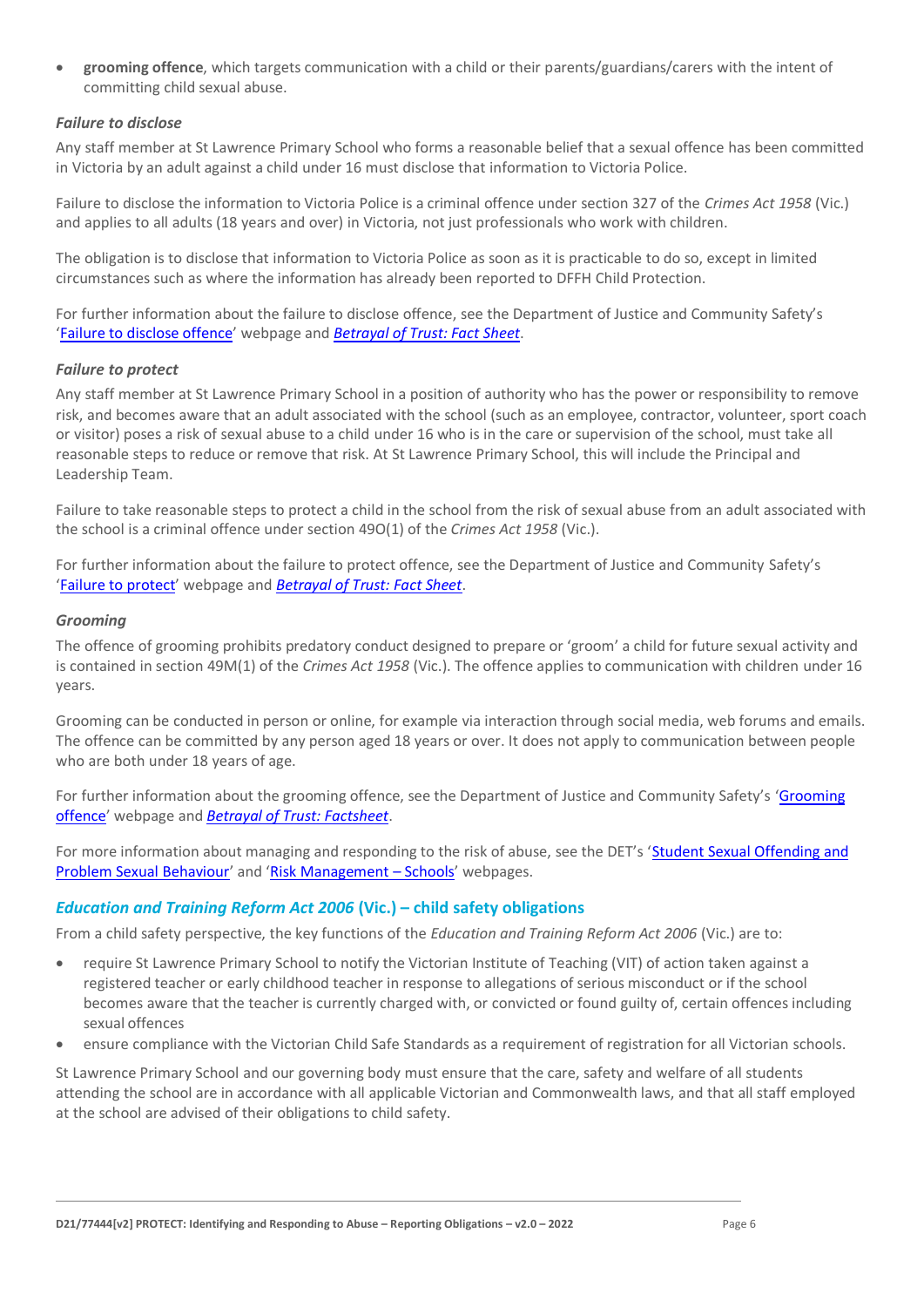- **grooming offence**, which targets communication with a child or their parents/guardians/carers with the intent of committing child sexual abuse.

#### *Failure to disclose*

Any staff member at St Lawrence Primary School who forms a reasonable belief that a sexual offence has been committed in Victoria by an adult against a child under 16 must disclose that information to Victoria Police.

Failure to disclose the information to Victoria Police is a criminal offence under section 327 of the *Crimes Act 1958* (Vic.) and applies to all adults (18 years and over) in Victoria, not just professionals who work with children.

The obligation is to disclose that information to Victoria Police as soon as it is practicable to do so, except in limited circumstances such as where the information has already been reported to DFFH Child Protection.

For further information about the failure to disclose offence, see the Department of Justice and Community Safety's 'Failure to disclose offence' webpage and *Betrayal of Trust: Fact Sheet*.

#### *Failure to protect*

Any staff member at St Lawrence Primary School in a position of authority who has the power or responsibility to remove risk, and becomes aware that an adult associated with the school (such as an employee, contractor, volunteer, sport coach or visitor) poses a risk of sexual abuse to a child under 16 who is in the care or supervision of the school, must take all reasonable steps to reduce or remove that risk. At St Lawrence Primary School, this will include the Principal and Leadership Team.

Failure to take reasonable steps to protect a child in the school from the risk of sexual abuse from an adult associated with the school is a criminal offence under section 49O(1) of the *Crimes Act 1958* (Vic.).

For further information about the failure to protect offence, see the Department of Justice and Community Safety's 'Failure to protect' webpage and *Betrayal of Trust: Fact Sheet*.

#### *Grooming*

The offence of grooming prohibits predatory conduct designed to prepare or 'groom' a child for future sexual activity and is contained in section 49M(1) of the *Crimes Act 1958* (Vic.). The offence applies to communication with children under 16 years.

Grooming can be conducted in person or online, for example via interaction through social media, web forums and emails. The offence can be committed by any person aged 18 years or over. It does not apply to communication between people who are both under 18 years of age.

For further information about the grooming offence, see the Department of Justice and Community Safety's 'Grooming offence' webpage and *Betrayal of Trust: Factsheet*.

For more information about managing and responding to the risk of abuse, see the DET's 'Student Sexual Offending and Problem Sexual Behaviour' and 'Risk Management – Schools' webpages.

### *Education and Training Reform Act 2006* (Vic.) – child safety obligations

From a child safety perspective, the key functions of the *Education and Training Reform Act 2006* (Vic.) are to:

- require St Lawrence Primary School to notify the Victorian Institute of Teaching (VIT) of action taken against a registered teacher or early childhood teacher in response to allegations of serious misconduct or if the school becomes aware that the teacher is currently charged with, or convicted or found guilty of, certain offences including sexual offences
- ensure compliance with the Victorian Child Safe Standards as a requirement of registration for all Victorian schools.

St Lawrence Primary School and our governing body must ensure that the care, safety and welfare of all students attending the school are in accordance with all applicable Victorian and Commonwealth laws, and that all staff employed at the school are advised of their obligations to child safety.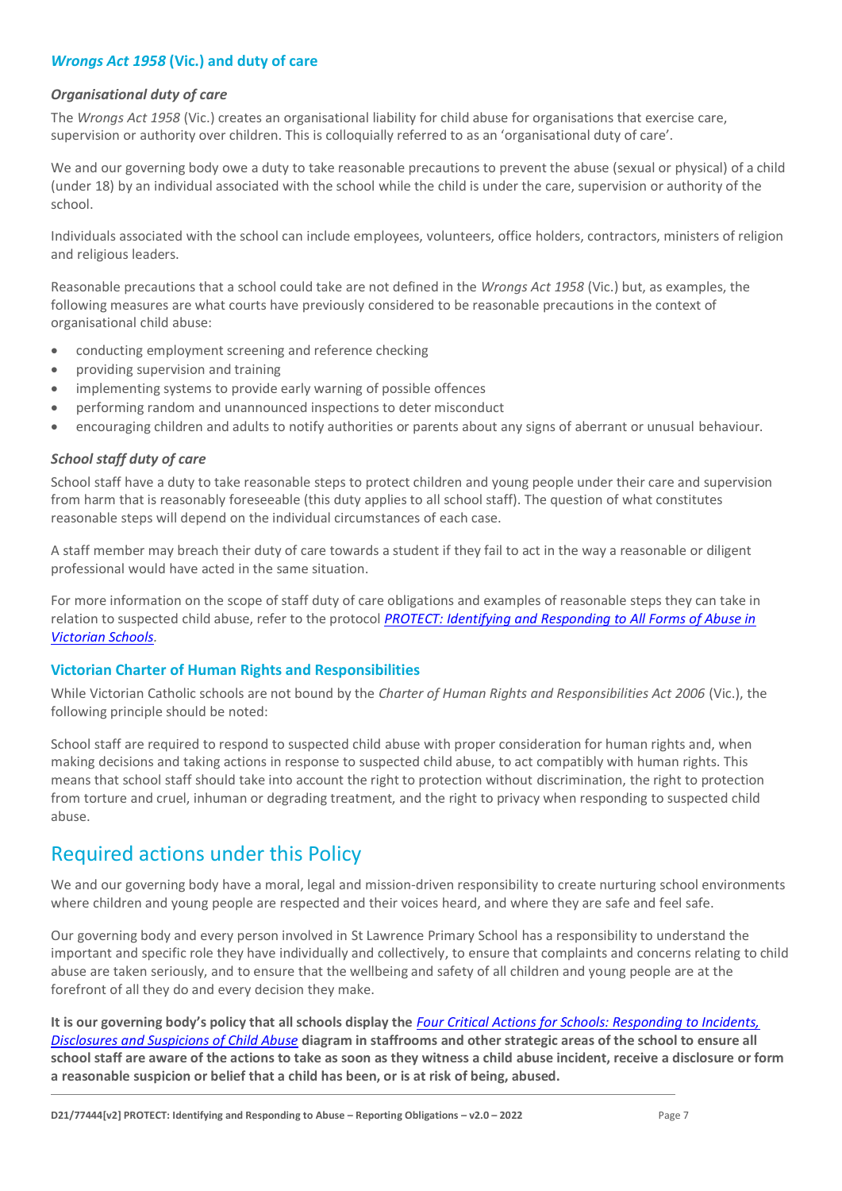### *Wrongs Act 1958* (Vic.) and duty of care

#### *Organisational duty of care*

The *Wrongs Act 1958* (Vic.) creates an organisational liability for child abuse for organisations that exercise care, supervision or authority over children. This is colloquially referred to as an 'organisational duty of care'.

We and our governing body owe a duty to take reasonable precautions to prevent the abuse (sexual or physical) of a child (under 18) by an individual associated with the school while the child is under the care, supervision or authority of the school.

Individuals associated with the school can include employees, volunteers, office holders, contractors, ministers of religion and religious leaders.

Reasonable precautions that a school could take are not defined in the *Wrongs Act 1958* (Vic.) but, as examples, the following measures are what courts have previously considered to be reasonable precautions in the context of organisational child abuse:

- conducting employment screening and reference checking
- providing supervision and training
- implementing systems to provide early warning of possible offences
- performing random and unannounced inspections to deter misconduct
- encouraging children and adults to notify authorities or parents about any signs of aberrant or unusual behaviour.

#### *School staff duty of care*

School staff have a duty to take reasonable steps to protect children and young people under their care and supervision from harm that is reasonably foreseeable (this duty applies to all school staff). The question of what constitutes reasonable steps will depend on the individual circumstances of each case.

A staff member may breach their duty of care towards a student if they fail to act in the way a reasonable or diligent professional would have acted in the same situation.

For more information on the scope of staff duty of care obligations and examples of reasonable steps they can take in relation to suspected child abuse, refer to the protocol *PROTECT: Identifying and Responding to All Forms of Abuse in Victorian Schools*.

### Victorian Charter of Human Rights and Responsibilities

While Victorian Catholic schools are not bound by the *Charter of Human Rights and Responsibilities Act 2006* (Vic.), the following principle should be noted:

School staff are required to respond to suspected child abuse with proper consideration for human rights and, when making decisions and taking actions in response to suspected child abuse, to act compatibly with human rights. This means that school staff should take into account the right to protection without discrimination, the right to protection from torture and cruel, inhuman or degrading treatment, and the right to privacy when responding to suspected child abuse.

## Required actions under this Policy

We and our governing body have a moral, legal and mission-driven responsibility to create nurturing school environments where children and young people are respected and their voices heard, and where they are safe and feel safe.

Our governing body and every person involved in St Lawrence Primary School has a responsibility to understand the important and specific role they have individually and collectively, to ensure that complaints and concerns relating to child abuse are taken seriously, and to ensure that the wellbeing and safety of all children and young people are at the forefront of all they do and every decision they make.

**It is our governing body's policy that all schools display the *Four Critical Actions for Schools: Responding to Incidents, Disclosures and Suspicions of Child Abuse* diagram in staffrooms and other strategic areas of the school to ensure all school staff are aware of the actions to take as soon as they witness a child abuse incident, receive a disclosure or form a reasonable suspicion or belief that a child has been, or is at risk of being, abused.**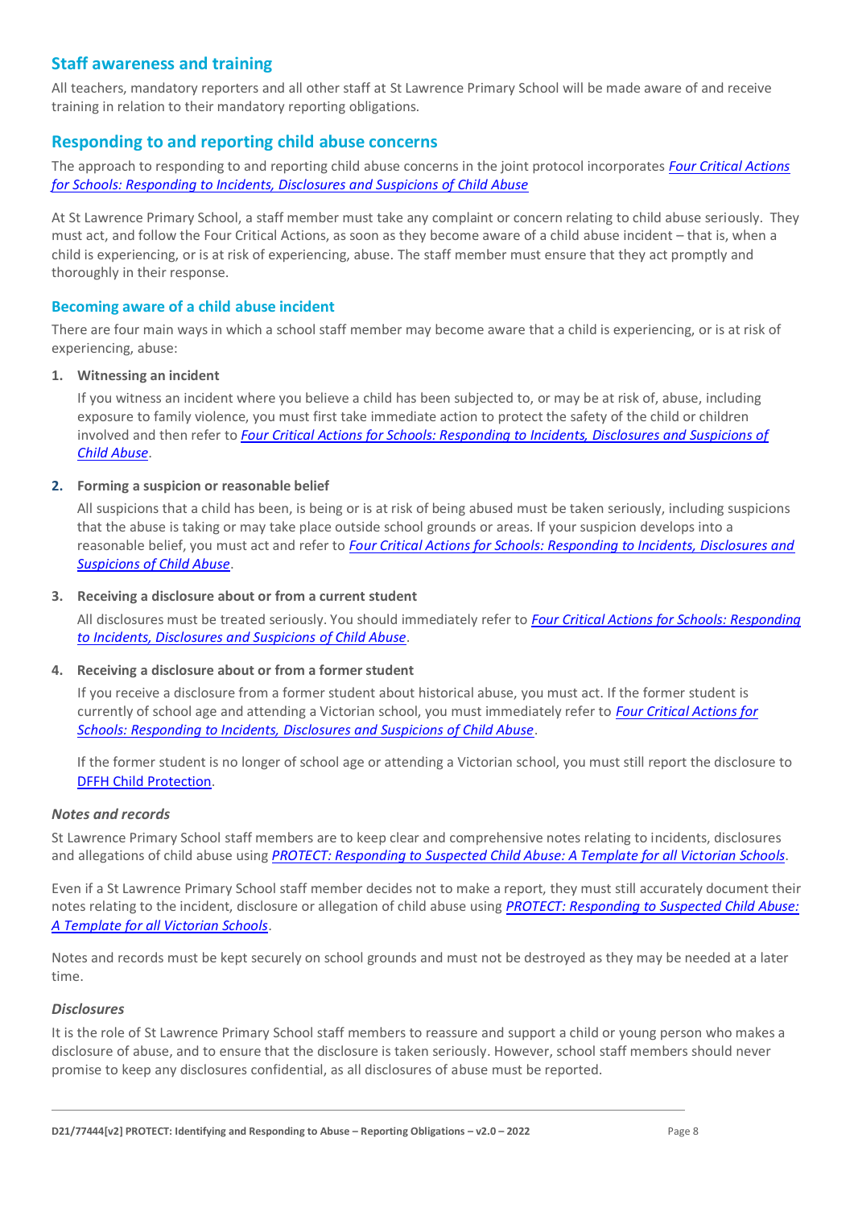## Staff awareness and training

All teachers, mandatory reporters and all other staff at St Lawrence Primary School will be made aware of and receive training in relation to their mandatory reporting obligations.

## Responding to and reporting child abuse concerns

The approach to responding to and reporting child abuse concerns in the joint protocol incorporates *Four Critical Actions for Schools: Responding to Incidents, Disclosures and Suspicions of Child Abuse*

At St Lawrence Primary School, a staff member must take any complaint or concern relating to child abuse seriously. They must act, and follow the Four Critical Actions, as soon as they become aware of a child abuse incident – that is, when a child is experiencing, or is at risk of experiencing, abuse. The staff member must ensure that they act promptly and thoroughly in their response.

### Becoming aware of a child abuse incident

There are four main ways in which a school staff member may become aware that a child is experiencing, or is at risk of experiencing, abuse:

1. **Witnessing an incident**

   If you witness an incident where you believe a child has been subjected to, or may be at risk of, abuse, including exposure to family violence, you must first take immediate action to protect the safety of the child or children involved and then refer to *Four Critical Actions for Schools: Responding to Incidents, Disclosures and Suspicions of Child Abuse*.

2. **Forming a suspicion or reasonable belief**

   All suspicions that a child has been, is being or is at risk of being abused must be taken seriously, including suspicions that the abuse is taking or may take place outside school grounds or areas. If your suspicion develops into a reasonable belief, you must act and refer to *Four Critical Actions for Schools: Responding to Incidents, Disclosures and Suspicions of Child Abuse*.

3. **Receiving a disclosure about or from a current student**

   All disclosures must be treated seriously. You should immediately refer to *Four Critical Actions for Schools: Responding to Incidents, Disclosures and Suspicions of Child Abuse*.

4. **Receiving a disclosure about or from a former student**

   If you receive a disclosure from a former student about historical abuse, you must act. If the former student is currently of school age and attending a Victorian school, you must immediately refer to *Four Critical Actions for Schools: Responding to Incidents, Disclosures and Suspicions of Child Abuse*.

   If the former student is no longer of school age or attending a Victorian school, you must still report the disclosure to DFFH Child Protection.

#### *Notes and records*

St Lawrence Primary School staff members are to keep clear and comprehensive notes relating to incidents, disclosures and allegations of child abuse using *PROTECT: Responding to Suspected Child Abuse: A Template for all Victorian Schools*.

Even if a St Lawrence Primary School staff member decides not to make a report, they must still accurately document their notes relating to the incident, disclosure or allegation of child abuse using *PROTECT: Responding to Suspected Child Abuse: A Template for all Victorian Schools*.

Notes and records must be kept securely on school grounds and must not be destroyed as they may be needed at a later time.

#### *Disclosures*

It is the role of St Lawrence Primary School staff members to reassure and support a child or young person who makes a disclosure of abuse, and to ensure that the disclosure is taken seriously. However, school staff members should never promise to keep any disclosures confidential, as all disclosures of abuse must be reported.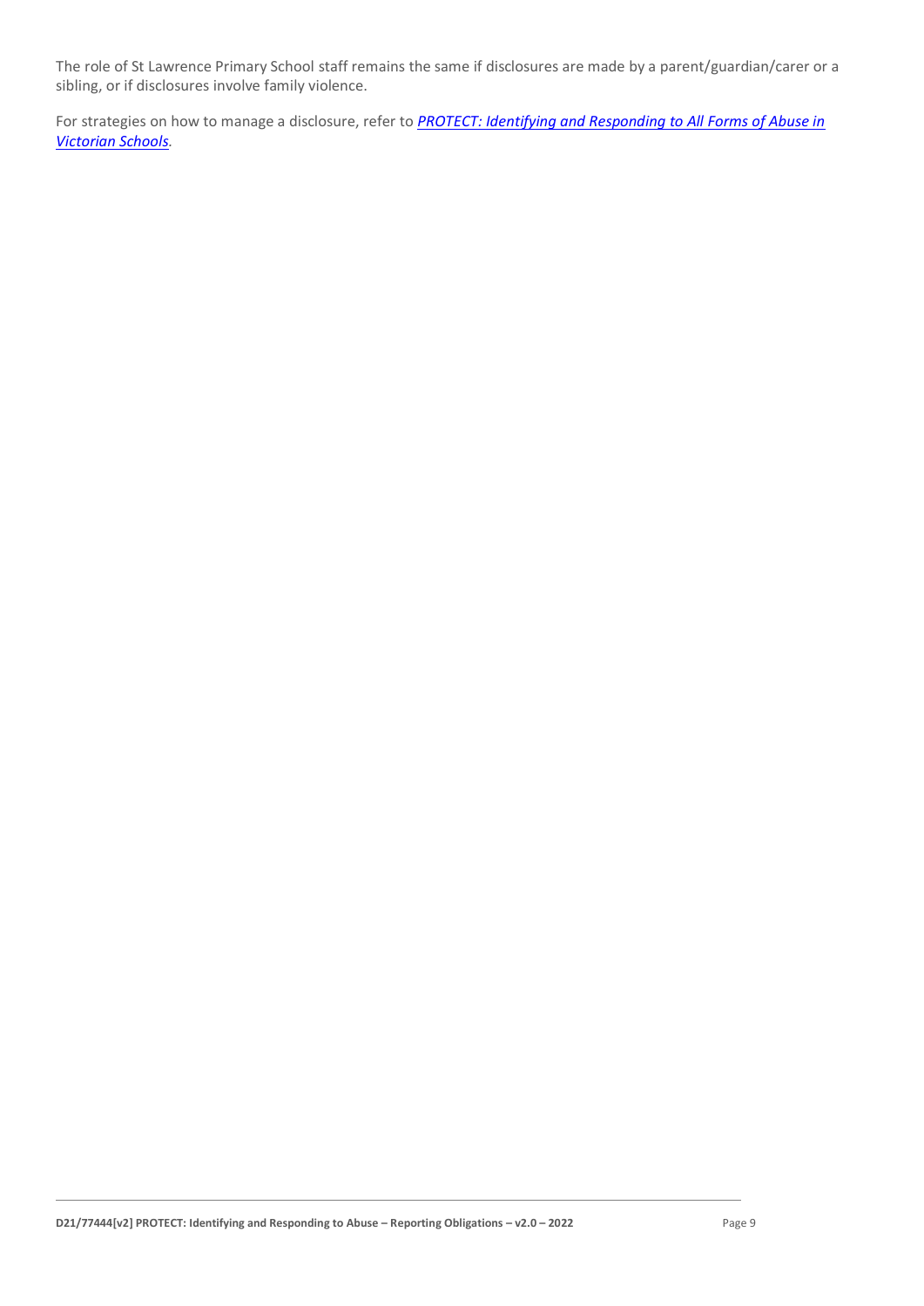The role of St Lawrence Primary School staff remains the same if disclosures are made by a parent/guardian/carer or a sibling, or if disclosures involve family violence.

For strategies on how to manage a disclosure, refer to ***PROTECT: Identifying and Responding to All Forms of Abuse in Victorian Schools***.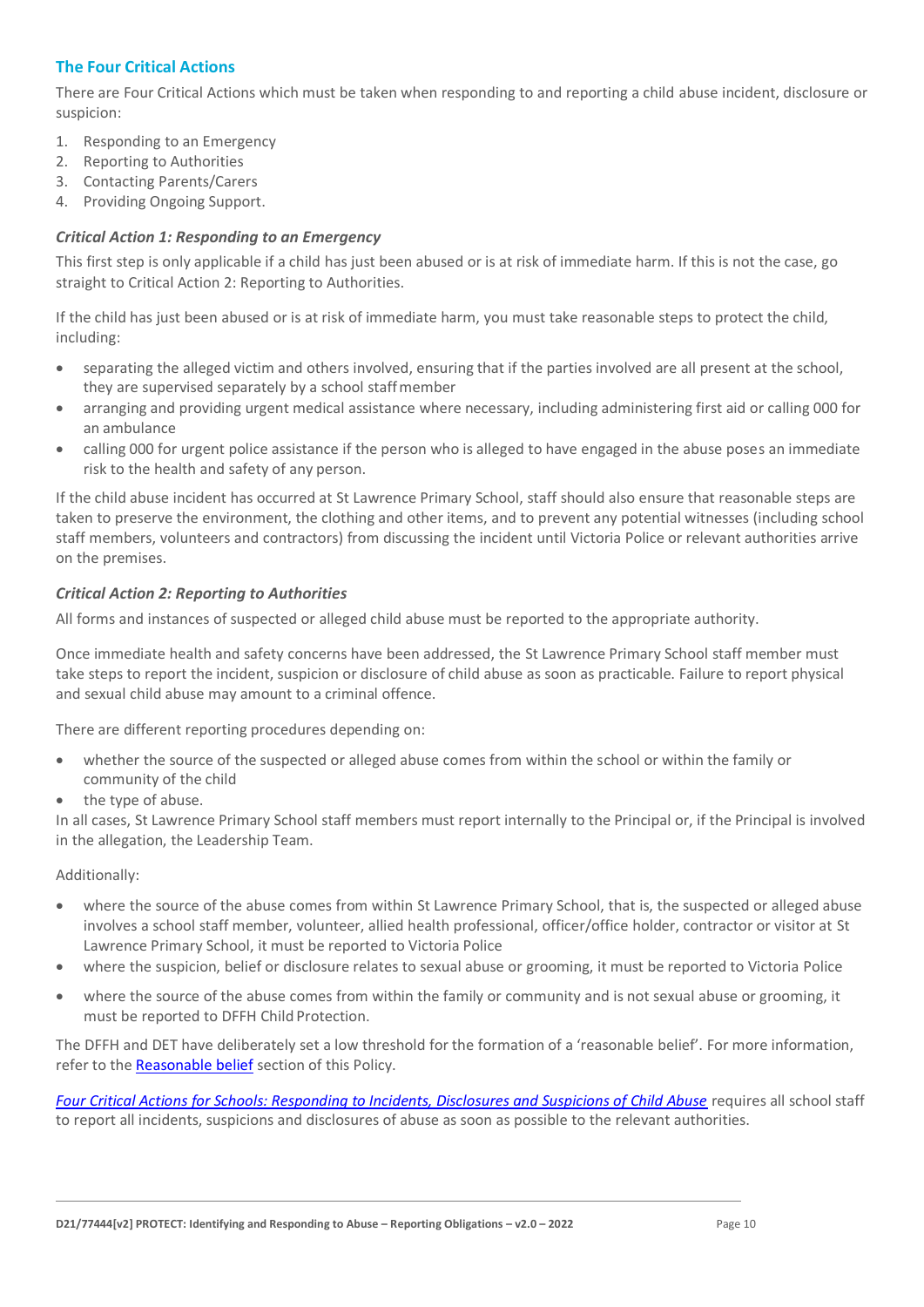## The Four Critical Actions

There are Four Critical Actions which must be taken when responding to and reporting a child abuse incident, disclosure or suspicion:

1. Responding to an Emergency
2. Reporting to Authorities
3. Contacting Parents/Carers
4. Providing Ongoing Support.

### *Critical Action 1: Responding to an Emergency*

This first step is only applicable if a child has just been abused or is at risk of immediate harm. If this is not the case, go straight to Critical Action 2: Reporting to Authorities.

If the child has just been abused or is at risk of immediate harm, you must take reasonable steps to protect the child, including:

- separating the alleged victim and others involved, ensuring that if the parties involved are all present at the school, they are supervised separately by a school staff member
- arranging and providing urgent medical assistance where necessary, including administering first aid or calling 000 for an ambulance
- calling 000 for urgent police assistance if the person who is alleged to have engaged in the abuse poses an immediate risk to the health and safety of any person.

If the child abuse incident has occurred at St Lawrence Primary School, staff should also ensure that reasonable steps are taken to preserve the environment, the clothing and other items, and to prevent any potential witnesses (including school staff members, volunteers and contractors) from discussing the incident until Victoria Police or relevant authorities arrive on the premises.

### *Critical Action 2: Reporting to Authorities*

All forms and instances of suspected or alleged child abuse must be reported to the appropriate authority.

Once immediate health and safety concerns have been addressed, the St Lawrence Primary School staff member must take steps to report the incident, suspicion or disclosure of child abuse as soon as practicable. Failure to report physical and sexual child abuse may amount to a criminal offence.

There are different reporting procedures depending on:

- whether the source of the suspected or alleged abuse comes from within the school or within the family or community of the child
- the type of abuse.

In all cases, St Lawrence Primary School staff members must report internally to the Principal or, if the Principal is involved in the allegation, the Leadership Team.

Additionally:

- where the source of the abuse comes from within St Lawrence Primary School, that is, the suspected or alleged abuse involves a school staff member, volunteer, allied health professional, officer/office holder, contractor or visitor at St Lawrence Primary School, it must be reported to Victoria Police
- where the suspicion, belief or disclosure relates to sexual abuse or grooming, it must be reported to Victoria Police
- where the source of the abuse comes from within the family or community and is not sexual abuse or grooming, it must be reported to DFFH Child Protection.

The DFFH and DET have deliberately set a low threshold for the formation of a 'reasonable belief'. For more information, refer to the Reasonable belief section of this Policy.

*Four Critical Actions for Schools: Responding to Incidents, Disclosures and Suspicions of Child Abuse* requires all school staff to report all incidents, suspicions and disclosures of abuse as soon as possible to the relevant authorities.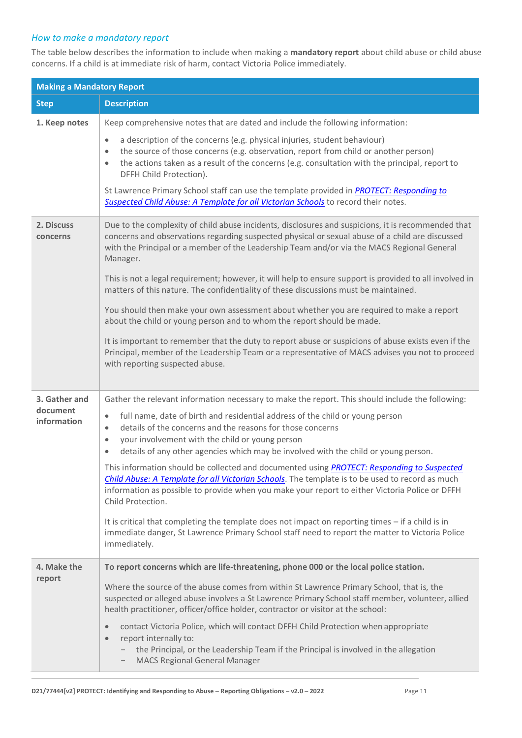### *How to make a mandatory report*

The table below describes the information to include when making a **mandatory report** about child abuse or child abuse concerns. If a child is at immediate risk of harm, contact Victoria Police immediately.

| **Making a Mandatory Report** | |
|---|---|
| **Step** | **Description** |
| **1. Keep notes** | Keep comprehensive notes that are dated and include the following information:<br>• a description of the concerns (e.g. physical injuries, student behaviour)<br>• the source of those concerns (e.g. observation, report from child or another person)<br>• the actions taken as a result of the concerns (e.g. consultation with the principal, report to DFFH Child Protection).<br><br>St Lawrence Primary School staff can use the template provided in *PROTECT: Responding to Suspected Child Abuse: A Template for all Victorian Schools* to record their notes. |
| **2. Discuss concerns** | Due to the complexity of child abuse incidents, disclosures and suspicions, it is recommended that concerns and observations regarding suspected physical or sexual abuse of a child are discussed with the Principal or a member of the Leadership Team and/or via the MACS Regional General Manager.<br><br>This is not a legal requirement; however, it will help to ensure support is provided to all involved in matters of this nature. The confidentiality of these discussions must be maintained.<br><br>You should then make your own assessment about whether you are required to make a report about the child or young person and to whom the report should be made.<br><br>It is important to remember that the duty to report abuse or suspicions of abuse exists even if the Principal, member of the Leadership Team or a representative of MACS advises you not to proceed with reporting suspected abuse. |
| **3. Gather and document information** | Gather the relevant information necessary to make the report. This should include the following:<br>• full name, date of birth and residential address of the child or young person<br>• details of the concerns and the reasons for those concerns<br>• your involvement with the child or young person<br>• details of any other agencies which may be involved with the child or young person.<br><br>This information should be collected and documented using *PROTECT: Responding to Suspected Child Abuse: A Template for all Victorian Schools*. The template is to be used to record as much information as possible to provide when you make your report to either Victoria Police or DFFH Child Protection.<br><br>It is critical that completing the template does not impact on reporting times – if a child is in immediate danger, St Lawrence Primary School staff need to report the matter to Victoria Police immediately. |
| **4. Make the report** | **To report concerns which are life-threatening, phone 000 or the local police station.**<br><br>Where the source of the abuse comes from within St Lawrence Primary School, that is, the suspected or alleged abuse involves a St Lawrence Primary School staff member, volunteer, allied health practitioner, officer/office holder, contractor or visitor at the school:<br>• contact Victoria Police, which will contact DFFH Child Protection when appropriate<br>• report internally to:<br>  – the Principal, or the Leadership Team if the Principal is involved in the allegation<br>  – MACS Regional General Manager |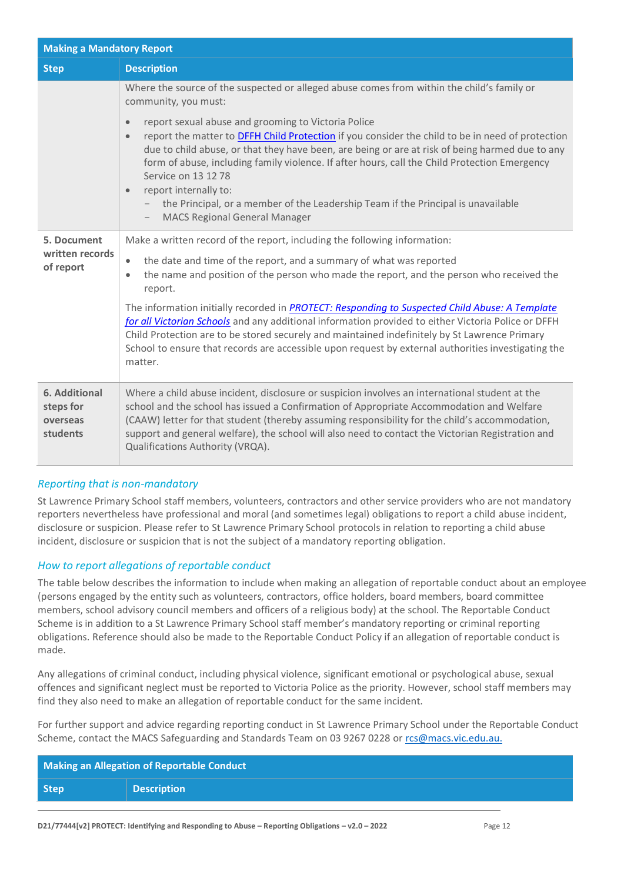| Making a Mandatory Report | |
|---|---|
| **Step** | **Description** |
| | Where the source of the suspected or alleged abuse comes from within the child's family or community, you must:<br>• report sexual abuse and grooming to Victoria Police<br>• report the matter to DFFH Child Protection if you consider the child to be in need of protection due to child abuse, or that they have been, are being or are at risk of being harmed due to any form of abuse, including family violence. If after hours, call the Child Protection Emergency Service on 13 12 78<br>• report internally to:<br>  – the Principal, or a member of the Leadership Team if the Principal is unavailable<br>  – MACS Regional General Manager |
| **5. Document written records of report** | Make a written record of the report, including the following information:<br>• the date and time of the report, and a summary of what was reported<br>• the name and position of the person who made the report, and the person who received the report.<br>The information initially recorded in *PROTECT: Responding to Suspected Child Abuse: A Template for all Victorian Schools* and any additional information provided to either Victoria Police or DFFH Child Protection are to be stored securely and maintained indefinitely by St Lawrence Primary School to ensure that records are accessible upon request by external authorities investigating the matter. |
| **6. Additional steps for overseas students** | Where a child abuse incident, disclosure or suspicion involves an international student at the school and the school has issued a Confirmation of Appropriate Accommodation and Welfare (CAAW) letter for that student (thereby assuming responsibility for the child's accommodation, support and general welfare), the school will also need to contact the Victorian Registration and Qualifications Authority (VRQA). |

### *Reporting that is non-mandatory*

St Lawrence Primary School staff members, volunteers, contractors and other service providers who are not mandatory reporters nevertheless have professional and moral (and sometimes legal) obligations to report a child abuse incident, disclosure or suspicion. Please refer to St Lawrence Primary School protocols in relation to reporting a child abuse incident, disclosure or suspicion that is not the subject of a mandatory reporting obligation.

### *How to report allegations of reportable conduct*

The table below describes the information to include when making an allegation of reportable conduct about an employee (persons engaged by the entity such as volunteers, contractors, office holders, board members, board committee members, school advisory council members and officers of a religious body) at the school. The Reportable Conduct Scheme is in addition to a St Lawrence Primary School staff member's mandatory reporting or criminal reporting obligations. Reference should also be made to the Reportable Conduct Policy if an allegation of reportable conduct is made.

Any allegations of criminal conduct, including physical violence, significant emotional or psychological abuse, sexual offences and significant neglect must be reported to Victoria Police as the priority. However, school staff members may find they also need to make an allegation of reportable conduct for the same incident.

For further support and advice regarding reporting conduct in St Lawrence Primary School under the Reportable Conduct Scheme, contact the MACS Safeguarding and Standards Team on 03 9267 0228 or rcs@macs.vic.edu.au.

| Making an Allegation of Reportable Conduct | |
|---|---|
| **Step** | **Description** |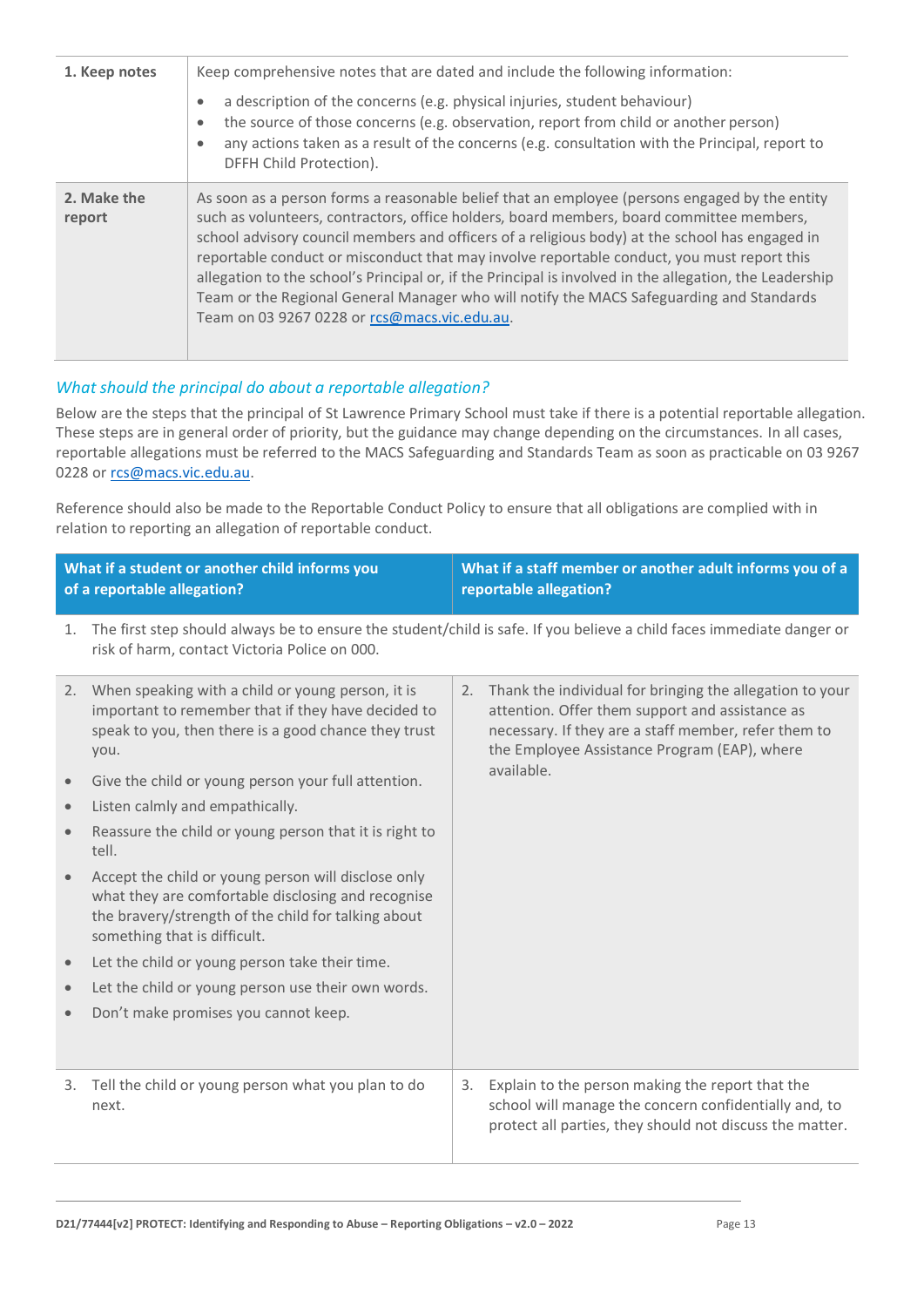| | |
|---|---|
| **1. Keep notes** | Keep comprehensive notes that are dated and include the following information:<br>• a description of the concerns (e.g. physical injuries, student behaviour)<br>• the source of those concerns (e.g. observation, report from child or another person)<br>• any actions taken as a result of the concerns (e.g. consultation with the Principal, report to DFFH Child Protection). |
| **2. Make the report** | As soon as a person forms a reasonable belief that an employee (persons engaged by the entity such as volunteers, contractors, office holders, board members, board committee members, school advisory council members and officers of a religious body) at the school has engaged in reportable conduct or misconduct that may involve reportable conduct, you must report this allegation to the school's Principal or, if the Principal is involved in the allegation, the Leadership Team or the Regional General Manager who will notify the MACS Safeguarding and Standards Team on 03 9267 0228 or rcs@macs.vic.edu.au. |

### *What should the principal do about a reportable allegation?*

Below are the steps that the principal of St Lawrence Primary School must take if there is a potential reportable allegation. These steps are in general order of priority, but the guidance may change depending on the circumstances. In all cases, reportable allegations must be referred to the MACS Safeguarding and Standards Team as soon as practicable on 03 9267 0228 or rcs@macs.vic.edu.au.

Reference should also be made to the Reportable Conduct Policy to ensure that all obligations are complied with in relation to reporting an allegation of reportable conduct.

| What if a student or another child informs you of a reportable allegation? | What if a staff member or another adult informs you of a reportable allegation? |
|---|---|
| 1. The first step should always be to ensure the student/child is safe. If you believe a child faces immediate danger or risk of harm, contact Victoria Police on 000. | |
| 2. When speaking with a child or young person, it is important to remember that if they have decided to speak to you, then there is a good chance they trust you.<br>• Give the child or young person your full attention.<br>• Listen calmly and empathically.<br>• Reassure the child or young person that it is right to tell.<br>• Accept the child or young person will disclose only what they are comfortable disclosing and recognise the bravery/strength of the child for talking about something that is difficult.<br>• Let the child or young person take their time.<br>• Let the child or young person use their own words.<br>• Don't make promises you cannot keep. | 2. Thank the individual for bringing the allegation to your attention. Offer them support and assistance as necessary. If they are a staff member, refer them to the Employee Assistance Program (EAP), where available. |
| 3. Tell the child or young person what you plan to do next. | 3. Explain to the person making the report that the school will manage the concern confidentially and, to protect all parties, they should not discuss the matter. |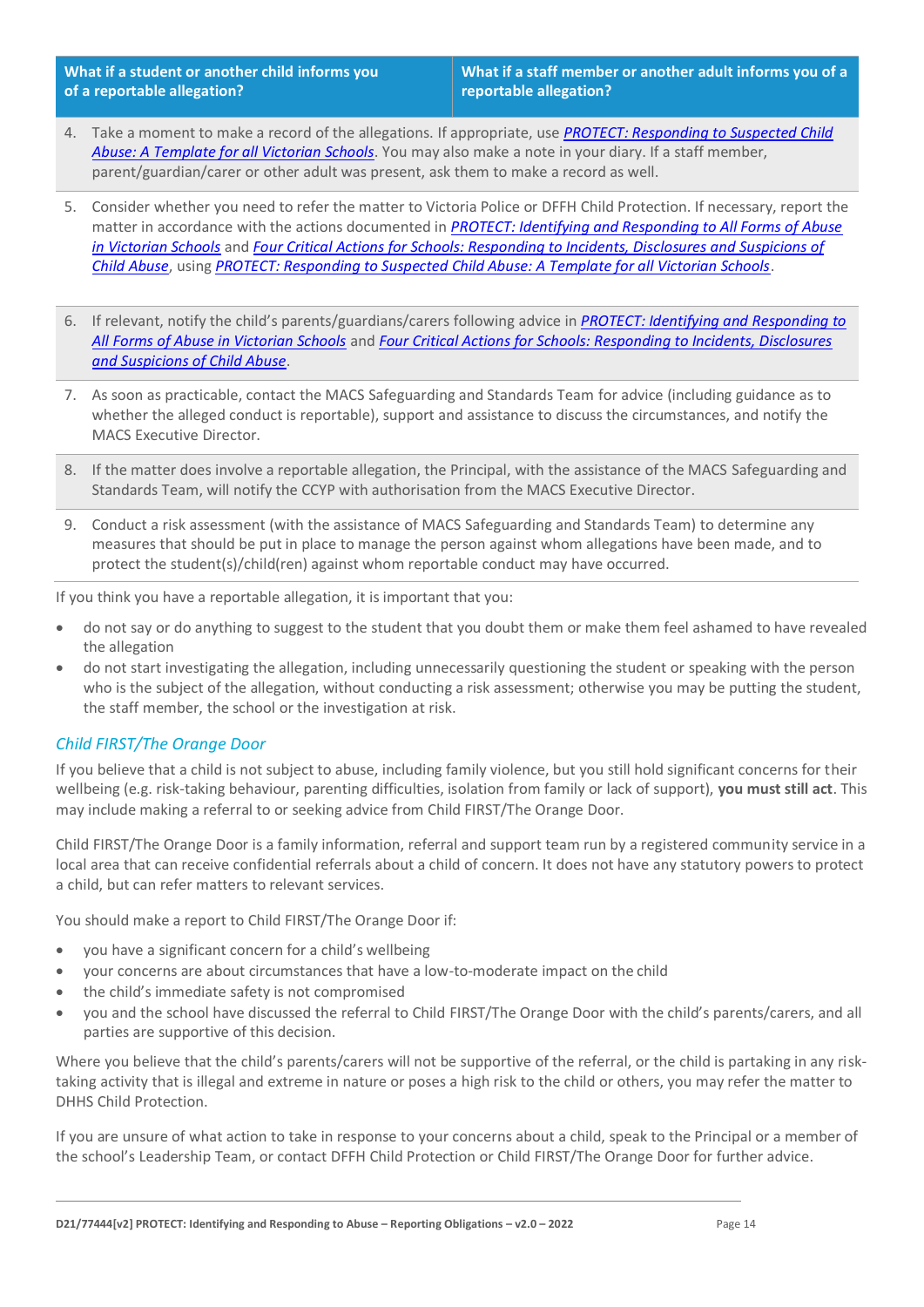| What if a student or another child informs you of a reportable allegation? | What if a staff member or another adult informs you of a reportable allegation? |
| --- | --- |
| 4. Take a moment to make a record of the allegations. If appropriate, use *PROTECT: Responding to Suspected Child Abuse: A Template for all Victorian Schools*. You may also make a note in your diary. If a staff member, parent/guardian/carer or other adult was present, ask them to make a record as well. | |
| 5. Consider whether you need to refer the matter to Victoria Police or DFFH Child Protection. If necessary, report the matter in accordance with the actions documented in *PROTECT: Identifying and Responding to All Forms of Abuse in Victorian Schools* and *Four Critical Actions for Schools: Responding to Incidents, Disclosures and Suspicions of Child Abuse*, using *PROTECT: Responding to Suspected Child Abuse: A Template for all Victorian Schools*. | |
| 6. If relevant, notify the child's parents/guardians/carers following advice in *PROTECT: Identifying and Responding to All Forms of Abuse in Victorian Schools* and *Four Critical Actions for Schools: Responding to Incidents, Disclosures and Suspicions of Child Abuse*. | |
| 7. As soon as practicable, contact the MACS Safeguarding and Standards Team for advice (including guidance as to whether the alleged conduct is reportable), support and assistance to discuss the circumstances, and notify the MACS Executive Director. | |
| 8. If the matter does involve a reportable allegation, the Principal, with the assistance of the MACS Safeguarding and Standards Team, will notify the CCYP with authorisation from the MACS Executive Director. | |
| 9. Conduct a risk assessment (with the assistance of MACS Safeguarding and Standards Team) to determine any measures that should be put in place to manage the person against whom allegations have been made, and to protect the student(s)/child(ren) against whom reportable conduct may have occurred. | |

If you think you have a reportable allegation, it is important that you:

- do not say or do anything to suggest to the student that you doubt them or make them feel ashamed to have revealed the allegation
- do not start investigating the allegation, including unnecessarily questioning the student or speaking with the person who is the subject of the allegation, without conducting a risk assessment; otherwise you may be putting the student, the staff member, the school or the investigation at risk.

### *Child FIRST/The Orange Door*

If you believe that a child is not subject to abuse, including family violence, but you still hold significant concerns for their wellbeing (e.g. risk-taking behaviour, parenting difficulties, isolation from family or lack of support), **you must still act**. This may include making a referral to or seeking advice from Child FIRST/The Orange Door.

Child FIRST/The Orange Door is a family information, referral and support team run by a registered community service in a local area that can receive confidential referrals about a child of concern. It does not have any statutory powers to protect a child, but can refer matters to relevant services.

You should make a report to Child FIRST/The Orange Door if:

- you have a significant concern for a child's wellbeing
- your concerns are about circumstances that have a low-to-moderate impact on the child
- the child's immediate safety is not compromised
- you and the school have discussed the referral to Child FIRST/The Orange Door with the child's parents/carers, and all parties are supportive of this decision.

Where you believe that the child's parents/carers will not be supportive of the referral, or the child is partaking in any risk-taking activity that is illegal and extreme in nature or poses a high risk to the child or others, you may refer the matter to DHHS Child Protection.

If you are unsure of what action to take in response to your concerns about a child, speak to the Principal or a member of the school's Leadership Team, or contact DFFH Child Protection or Child FIRST/The Orange Door for further advice.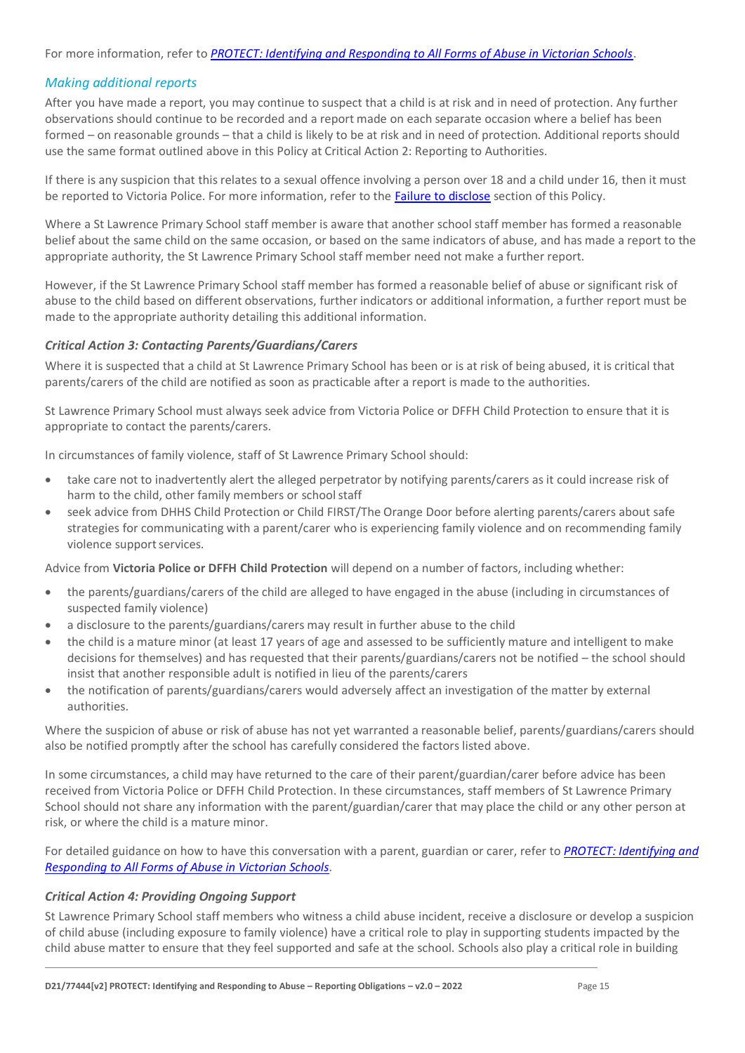For more information, refer to [*PROTECT: Identifying and Responding to All Forms of Abuse in Victorian Schools*](#).

### *Making additional reports*

After you have made a report, you may continue to suspect that a child is at risk and in need of protection. Any further observations should continue to be recorded and a report made on each separate occasion where a belief has been formed – on reasonable grounds – that a child is likely to be at risk and in need of protection. Additional reports should use the same format outlined above in this Policy at Critical Action 2: Reporting to Authorities.

If there is any suspicion that this relates to a sexual offence involving a person over 18 and a child under 16, then it must be reported to Victoria Police. For more information, refer to the [Failure to disclose](#) section of this Policy.

Where a St Lawrence Primary School staff member is aware that another school staff member has formed a reasonable belief about the same child on the same occasion, or based on the same indicators of abuse, and has made a report to the appropriate authority, the St Lawrence Primary School staff member need not make a further report.

However, if the St Lawrence Primary School staff member has formed a reasonable belief of abuse or significant risk of abuse to the child based on different observations, further indicators or additional information, a further report must be made to the appropriate authority detailing this additional information.

#### *Critical Action 3: Contacting Parents/Guardians/Carers*

Where it is suspected that a child at St Lawrence Primary School has been or is at risk of being abused, it is critical that parents/carers of the child are notified as soon as practicable after a report is made to the authorities.

St Lawrence Primary School must always seek advice from Victoria Police or DFFH Child Protection to ensure that it is appropriate to contact the parents/carers.

In circumstances of family violence, staff of St Lawrence Primary School should:

- take care not to inadvertently alert the alleged perpetrator by notifying parents/carers as it could increase risk of harm to the child, other family members or school staff
- seek advice from DHHS Child Protection or Child FIRST/The Orange Door before alerting parents/carers about safe strategies for communicating with a parent/carer who is experiencing family violence and on recommending family violence support services.

Advice from **Victoria Police or DFFH Child Protection** will depend on a number of factors, including whether:

- the parents/guardians/carers of the child are alleged to have engaged in the abuse (including in circumstances of suspected family violence)
- a disclosure to the parents/guardians/carers may result in further abuse to the child
- the child is a mature minor (at least 17 years of age and assessed to be sufficiently mature and intelligent to make decisions for themselves) and has requested that their parents/guardians/carers not be notified – the school should insist that another responsible adult is notified in lieu of the parents/carers
- the notification of parents/guardians/carers would adversely affect an investigation of the matter by external authorities.

Where the suspicion of abuse or risk of abuse has not yet warranted a reasonable belief, parents/guardians/carers should also be notified promptly after the school has carefully considered the factors listed above.

In some circumstances, a child may have returned to the care of their parent/guardian/carer before advice has been received from Victoria Police or DFFH Child Protection. In these circumstances, staff members of St Lawrence Primary School should not share any information with the parent/guardian/carer that may place the child or any other person at risk, or where the child is a mature minor.

For detailed guidance on how to have this conversation with a parent, guardian or carer, refer to [*PROTECT: Identifying and Responding to All Forms of Abuse in Victorian Schools*](#).

#### *Critical Action 4: Providing Ongoing Support*

St Lawrence Primary School staff members who witness a child abuse incident, receive a disclosure or develop a suspicion of child abuse (including exposure to family violence) have a critical role to play in supporting students impacted by the child abuse matter to ensure that they feel supported and safe at the school. Schools also play a critical role in building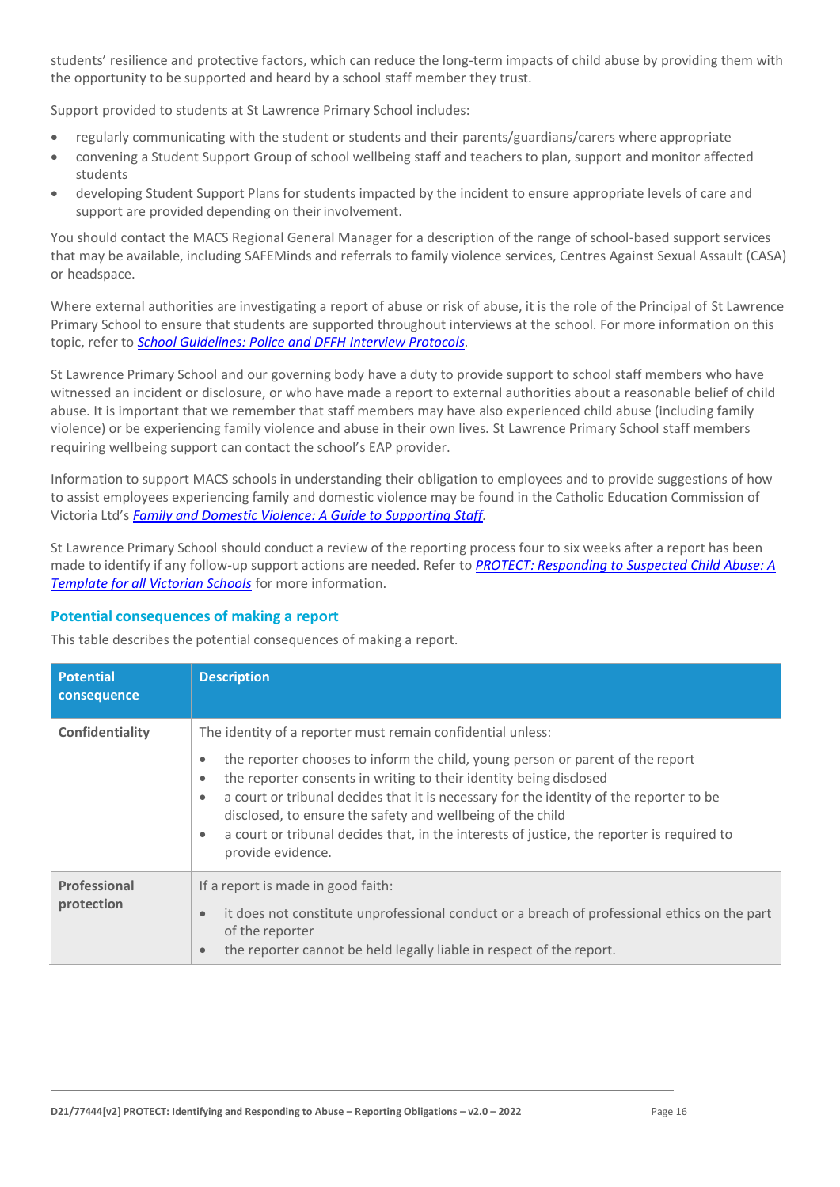students' resilience and protective factors, which can reduce the long-term impacts of child abuse by providing them with the opportunity to be supported and heard by a school staff member they trust.

Support provided to students at St Lawrence Primary School includes:

- regularly communicating with the student or students and their parents/guardians/carers where appropriate
- convening a Student Support Group of school wellbeing staff and teachers to plan, support and monitor affected students
- developing Student Support Plans for students impacted by the incident to ensure appropriate levels of care and support are provided depending on their involvement.

You should contact the MACS Regional General Manager for a description of the range of school-based support services that may be available, including SAFEMinds and referrals to family violence services, Centres Against Sexual Assault (CASA) or headspace.

Where external authorities are investigating a report of abuse or risk of abuse, it is the role of the Principal of St Lawrence Primary School to ensure that students are supported throughout interviews at the school. For more information on this topic, refer to *School Guidelines: Police and DFFH Interview Protocols*.

St Lawrence Primary School and our governing body have a duty to provide support to school staff members who have witnessed an incident or disclosure, or who have made a report to external authorities about a reasonable belief of child abuse. It is important that we remember that staff members may have also experienced child abuse (including family violence) or be experiencing family violence and abuse in their own lives. St Lawrence Primary School staff members requiring wellbeing support can contact the school's EAP provider.

Information to support MACS schools in understanding their obligation to employees and to provide suggestions of how to assist employees experiencing family and domestic violence may be found in the Catholic Education Commission of Victoria Ltd's *Family and Domestic Violence: A Guide to Supporting Staff*.

St Lawrence Primary School should conduct a review of the reporting process four to six weeks after a report has been made to identify if any follow-up support actions are needed. Refer to *PROTECT: Responding to Suspected Child Abuse: A Template for all Victorian Schools* for more information.

## Potential consequences of making a report

This table describes the potential consequences of making a report.

| Potential consequence | Description |
| --- | --- |
| **Confidentiality** | The identity of a reporter must remain confidential unless:<br>• the reporter chooses to inform the child, young person or parent of the report<br>• the reporter consents in writing to their identity being disclosed<br>• a court or tribunal decides that it is necessary for the identity of the reporter to be disclosed, to ensure the safety and wellbeing of the child<br>• a court or tribunal decides that, in the interests of justice, the reporter is required to provide evidence. |
| **Professional protection** | If a report is made in good faith:<br>• it does not constitute unprofessional conduct or a breach of professional ethics on the part of the reporter<br>• the reporter cannot be held legally liable in respect of the report. |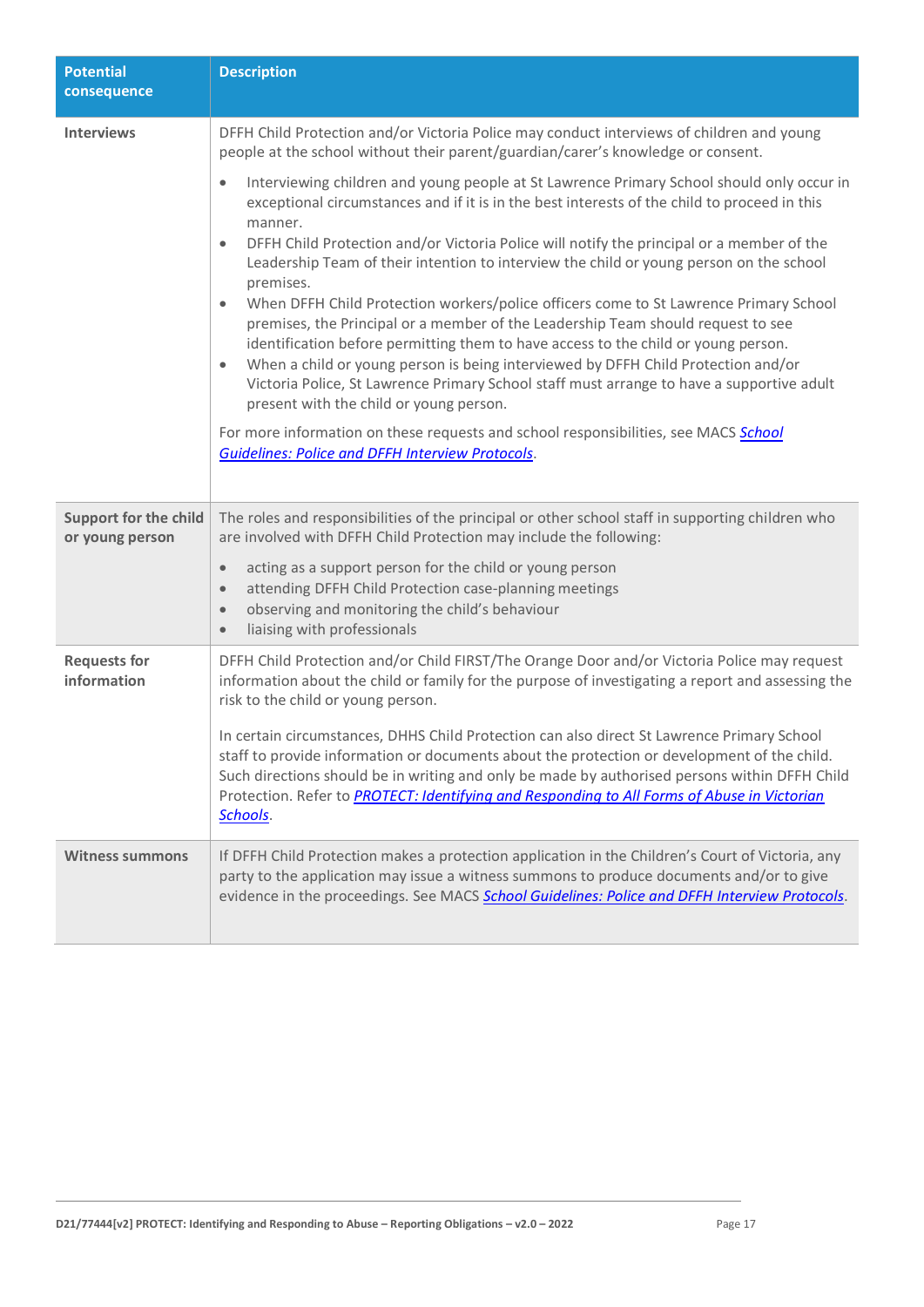| Potential consequence | Description |
|---|---|
| **Interviews** | DFFH Child Protection and/or Victoria Police may conduct interviews of children and young people at the school without their parent/guardian/carer's knowledge or consent.<br><br>• Interviewing children and young people at St Lawrence Primary School should only occur in exceptional circumstances and if it is in the best interests of the child to proceed in this manner.<br>• DFFH Child Protection and/or Victoria Police will notify the principal or a member of the Leadership Team of their intention to interview the child or young person on the school premises.<br>• When DFFH Child Protection workers/police officers come to St Lawrence Primary School premises, the Principal or a member of the Leadership Team should request to see identification before permitting them to have access to the child or young person.<br>• When a child or young person is being interviewed by DFFH Child Protection and/or Victoria Police, St Lawrence Primary School staff must arrange to have a supportive adult present with the child or young person.<br><br>For more information on these requests and school responsibilities, see MACS *School Guidelines: Police and DFFH Interview Protocols*. |
| **Support for the child or young person** | The roles and responsibilities of the principal or other school staff in supporting children who are involved with DFFH Child Protection may include the following:<br><br>• acting as a support person for the child or young person<br>• attending DFFH Child Protection case-planning meetings<br>• observing and monitoring the child's behaviour<br>• liaising with professionals |
| **Requests for information** | DFFH Child Protection and/or Child FIRST/The Orange Door and/or Victoria Police may request information about the child or family for the purpose of investigating a report and assessing the risk to the child or young person.<br><br>In certain circumstances, DHHS Child Protection can also direct St Lawrence Primary School staff to provide information or documents about the protection or development of the child. Such directions should be in writing and only be made by authorised persons within DFFH Child Protection. Refer to *PROTECT: Identifying and Responding to All Forms of Abuse in Victorian Schools*. |
| **Witness summons** | If DFFH Child Protection makes a protection application in the Children's Court of Victoria, any party to the application may issue a witness summons to produce documents and/or to give evidence in the proceedings. See MACS *School Guidelines: Police and DFFH Interview Protocols*. |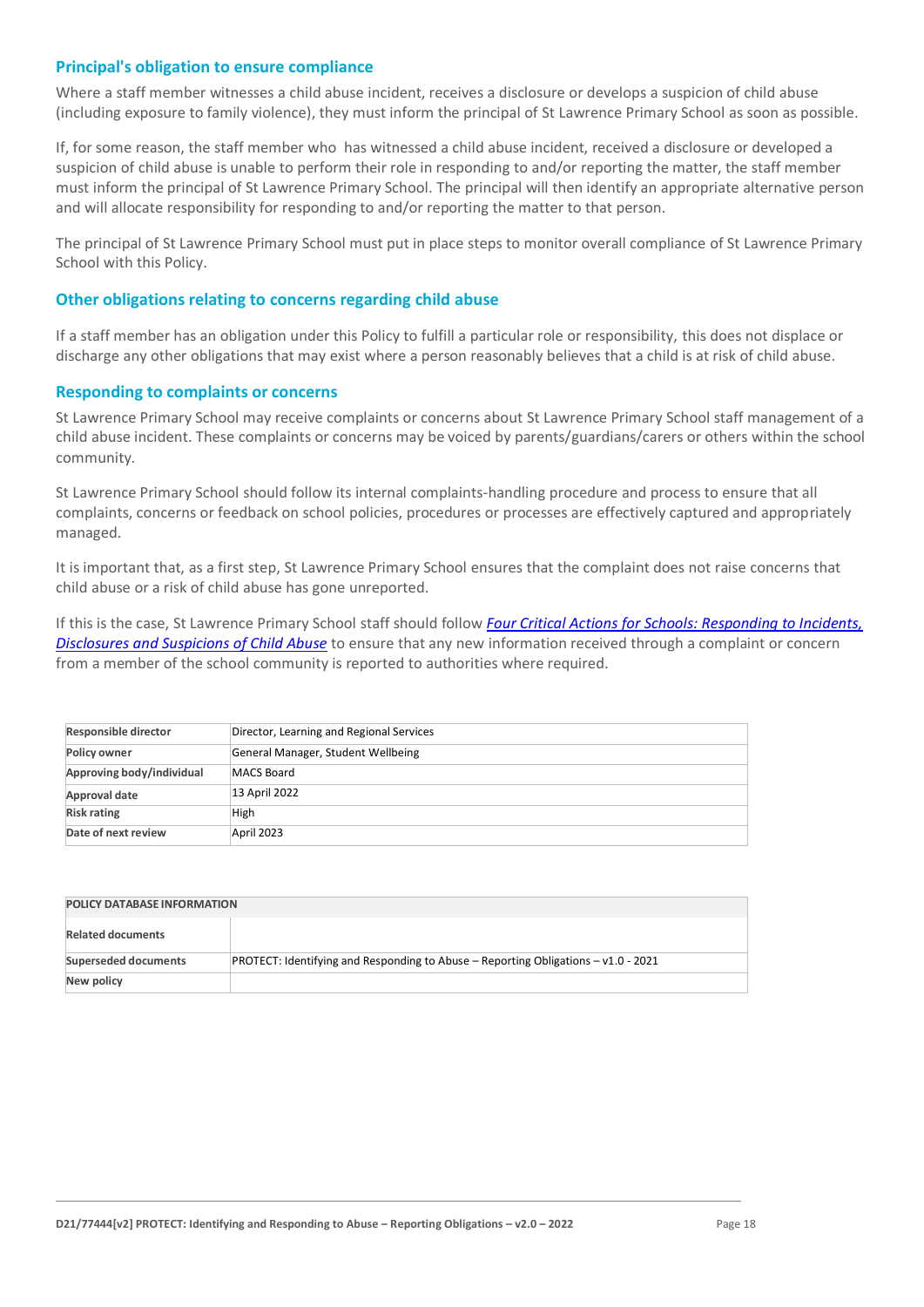## Principal's obligation to ensure compliance

Where a staff member witnesses a child abuse incident, receives a disclosure or develops a suspicion of child abuse (including exposure to family violence), they must inform the principal of St Lawrence Primary School as soon as possible.

If, for some reason, the staff member who has witnessed a child abuse incident, received a disclosure or developed a suspicion of child abuse is unable to perform their role in responding to and/or reporting the matter, the staff member must inform the principal of St Lawrence Primary School. The principal will then identify an appropriate alternative person and will allocate responsibility for responding to and/or reporting the matter to that person.

The principal of St Lawrence Primary School must put in place steps to monitor overall compliance of St Lawrence Primary School with this Policy.

## Other obligations relating to concerns regarding child abuse

If a staff member has an obligation under this Policy to fulfill a particular role or responsibility, this does not displace or discharge any other obligations that may exist where a person reasonably believes that a child is at risk of child abuse.

## Responding to complaints or concerns

St Lawrence Primary School may receive complaints or concerns about St Lawrence Primary School staff management of a child abuse incident. These complaints or concerns may be voiced by parents/guardians/carers or others within the school community.

St Lawrence Primary School should follow its internal complaints-handling procedure and process to ensure that all complaints, concerns or feedback on school policies, procedures or processes are effectively captured and appropriately managed.

It is important that, as a first step, St Lawrence Primary School ensures that the complaint does not raise concerns that child abuse or a risk of child abuse has gone unreported.

If this is the case, St Lawrence Primary School staff should follow *Four Critical Actions for Schools: Responding to Incidents, Disclosures and Suspicions of Child Abuse* to ensure that any new information received through a complaint or concern from a member of the school community is reported to authorities where required.

| | |
|---|---|
| **Responsible director** | Director, Learning and Regional Services |
| **Policy owner** | General Manager, Student Wellbeing |
| **Approving body/individual** | MACS Board |
| **Approval date** | 13 April 2022 |
| **Risk rating** | High |
| **Date of next review** | April 2023 |

| **POLICY DATABASE INFORMATION** | |
|---|---|
| **Related documents** | |
| **Superseded documents** | PROTECT: Identifying and Responding to Abuse – Reporting Obligations – v1.0 - 2021 |
| **New policy** | |